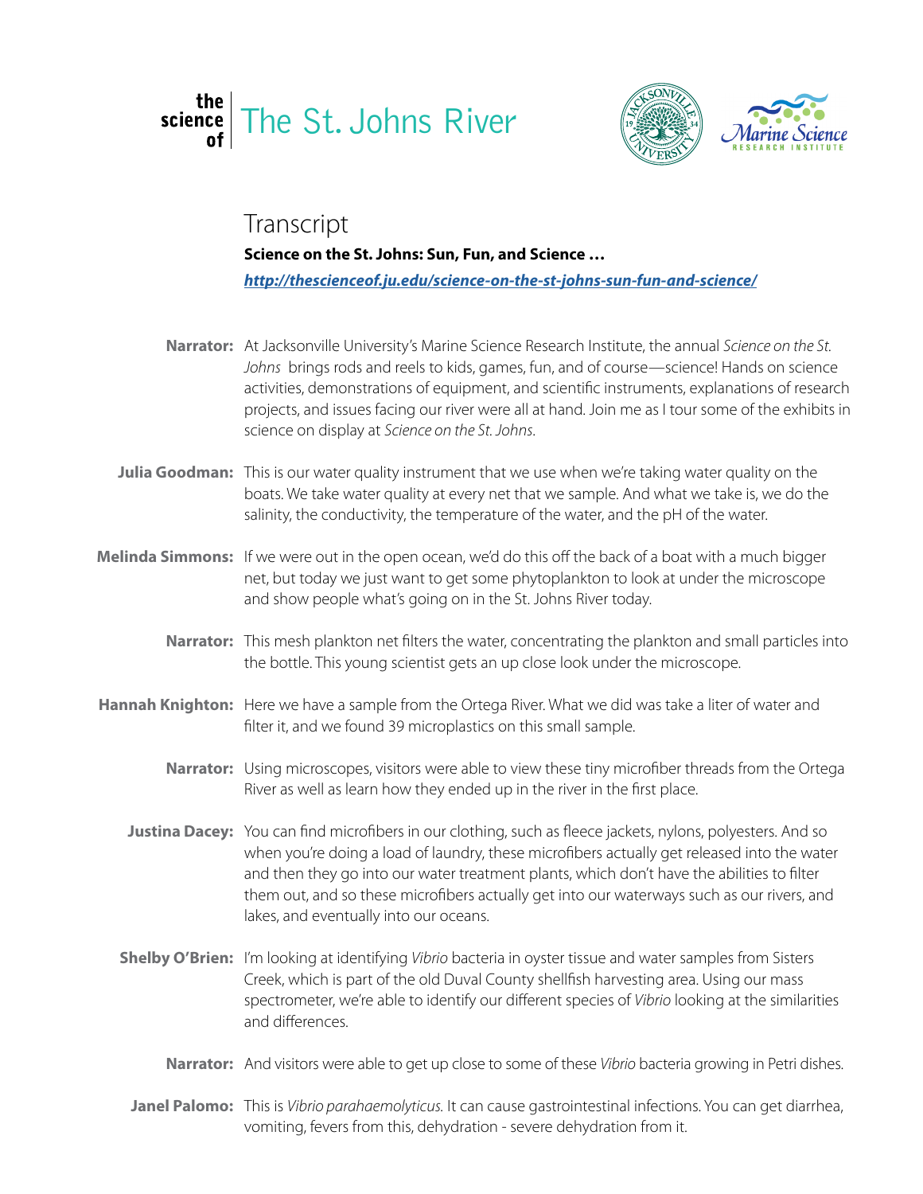the science of | The St. Johns River

# Transcript

**Science on the St. Johns: Sun, Fun, and Science …**

***http://thescienceof.ju.edu/science-on-the-st-johns-sun-fun-and-science/***

**Narrator:** At Jacksonville University's Marine Science Research Institute, the annual *Science on the St. Johns* brings rods and reels to kids, games, fun, and of course—science! Hands on science activities, demonstrations of equipment, and scientific instruments, explanations of research projects, and issues facing our river were all at hand. Join me as I tour some of the exhibits in science on display at *Science on the St. Johns*.

**Julia Goodman:** This is our water quality instrument that we use when we're taking water quality on the boats. We take water quality at every net that we sample. And what we take is, we do the salinity, the conductivity, the temperature of the water, and the pH of the water.

**Melinda Simmons:** If we were out in the open ocean, we'd do this off the back of a boat with a much bigger net, but today we just want to get some phytoplankton to look at under the microscope and show people what's going on in the St. Johns River today.

**Narrator:** This mesh plankton net filters the water, concentrating the plankton and small particles into the bottle. This young scientist gets an up close look under the microscope.

**Hannah Knighton:** Here we have a sample from the Ortega River. What we did was take a liter of water and filter it, and we found 39 microplastics on this small sample.

**Narrator:** Using microscopes, visitors were able to view these tiny microfiber threads from the Ortega River as well as learn how they ended up in the river in the first place.

**Justina Dacey:** You can find microfibers in our clothing, such as fleece jackets, nylons, polyesters. And so when you're doing a load of laundry, these microfibers actually get released into the water and then they go into our water treatment plants, which don't have the abilities to filter them out, and so these microfibers actually get into our waterways such as our rivers, and lakes, and eventually into our oceans.

**Shelby O'Brien:** I'm looking at identifying *Vibrio* bacteria in oyster tissue and water samples from Sisters Creek, which is part of the old Duval County shellfish harvesting area. Using our mass spectrometer, we're able to identify our different species of *Vibrio* looking at the similarities and differences.

**Narrator:** And visitors were able to get up close to some of these *Vibrio* bacteria growing in Petri dishes.

**Janel Palomo:** This is *Vibrio parahaemolyticus.* It can cause gastrointestinal infections. You can get diarrhea, vomiting, fevers from this, dehydration - severe dehydration from it.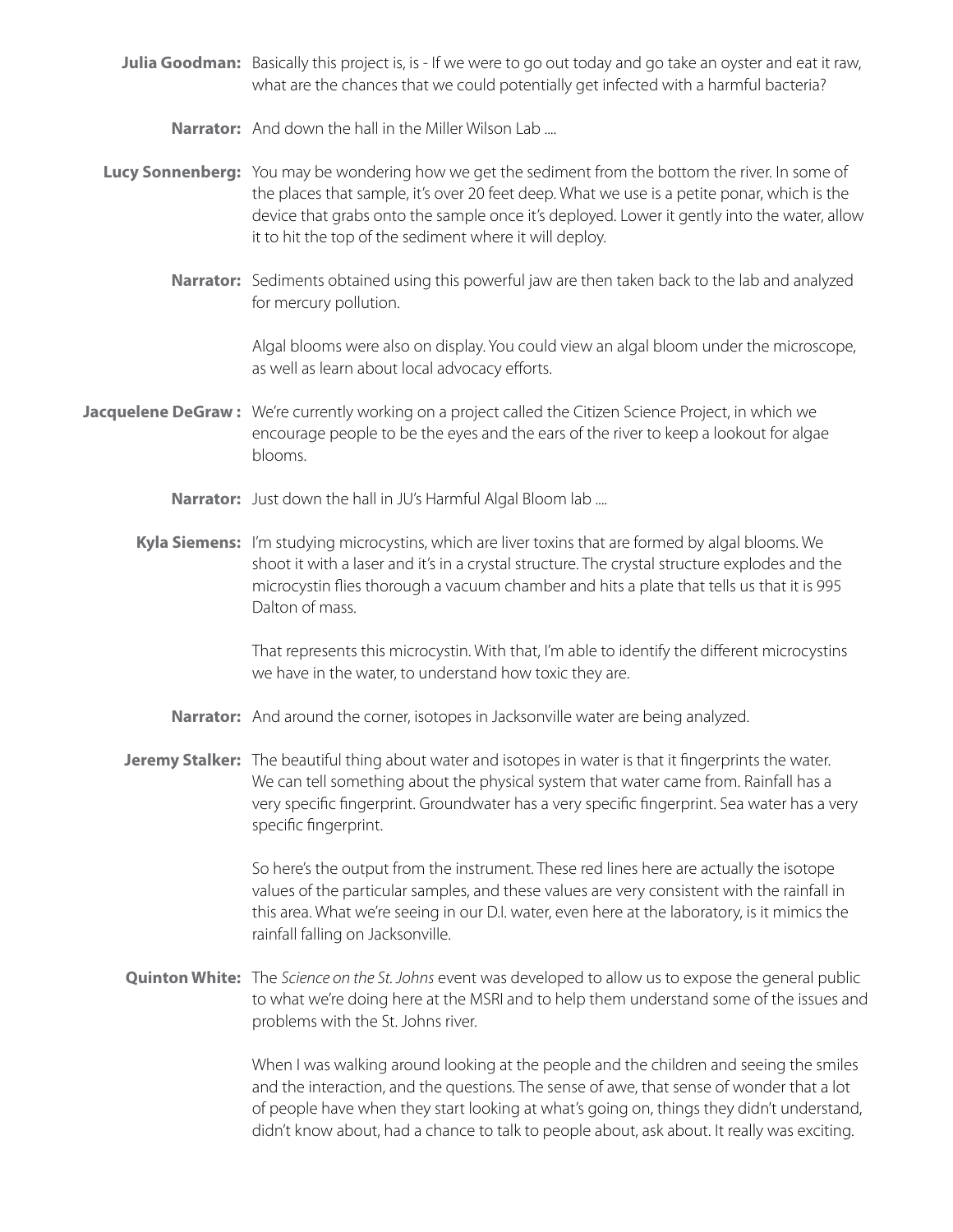**Julia Goodman:** Basically this project is, is - If we were to go out today and go take an oyster and eat it raw, what are the chances that we could potentially get infected with a harmful bacteria?

**Narrator:** And down the hall in the Miller Wilson Lab ....

**Lucy Sonnenberg:** You may be wondering how we get the sediment from the bottom the river. In some of the places that sample, it's over 20 feet deep. What we use is a petite ponar, which is the device that grabs onto the sample once it's deployed. Lower it gently into the water, allow it to hit the top of the sediment where it will deploy.

**Narrator:** Sediments obtained using this powerful jaw are then taken back to the lab and analyzed for mercury pollution.

Algal blooms were also on display. You could view an algal bloom under the microscope, as well as learn about local advocacy efforts.

**Jacquelene DeGraw :** We're currently working on a project called the Citizen Science Project, in which we encourage people to be the eyes and the ears of the river to keep a lookout for algae blooms.

**Narrator:** Just down the hall in JU's Harmful Algal Bloom lab ....

**Kyla Siemens:** I'm studying microcystins, which are liver toxins that are formed by algal blooms. We shoot it with a laser and it's in a crystal structure. The crystal structure explodes and the microcystin flies thorough a vacuum chamber and hits a plate that tells us that it is 995 Dalton of mass.

That represents this microcystin. With that, I'm able to identify the different microcystins we have in the water, to understand how toxic they are.

**Narrator:** And around the corner, isotopes in Jacksonville water are being analyzed.

**Jeremy Stalker:** The beautiful thing about water and isotopes in water is that it fingerprints the water. We can tell something about the physical system that water came from. Rainfall has a very specific fingerprint. Groundwater has a very specific fingerprint. Sea water has a very specific fingerprint.

So here's the output from the instrument. These red lines here are actually the isotope values of the particular samples, and these values are very consistent with the rainfall in this area. What we're seeing in our D.I. water, even here at the laboratory, is it mimics the rainfall falling on Jacksonville.

**Quinton White:** The *Science on the St. Johns* event was developed to allow us to expose the general public to what we're doing here at the MSRI and to help them understand some of the issues and problems with the St. Johns river.

When I was walking around looking at the people and the children and seeing the smiles and the interaction, and the questions. The sense of awe, that sense of wonder that a lot of people have when they start looking at what's going on, things they didn't understand, didn't know about, had a chance to talk to people about, ask about. It really was exciting.